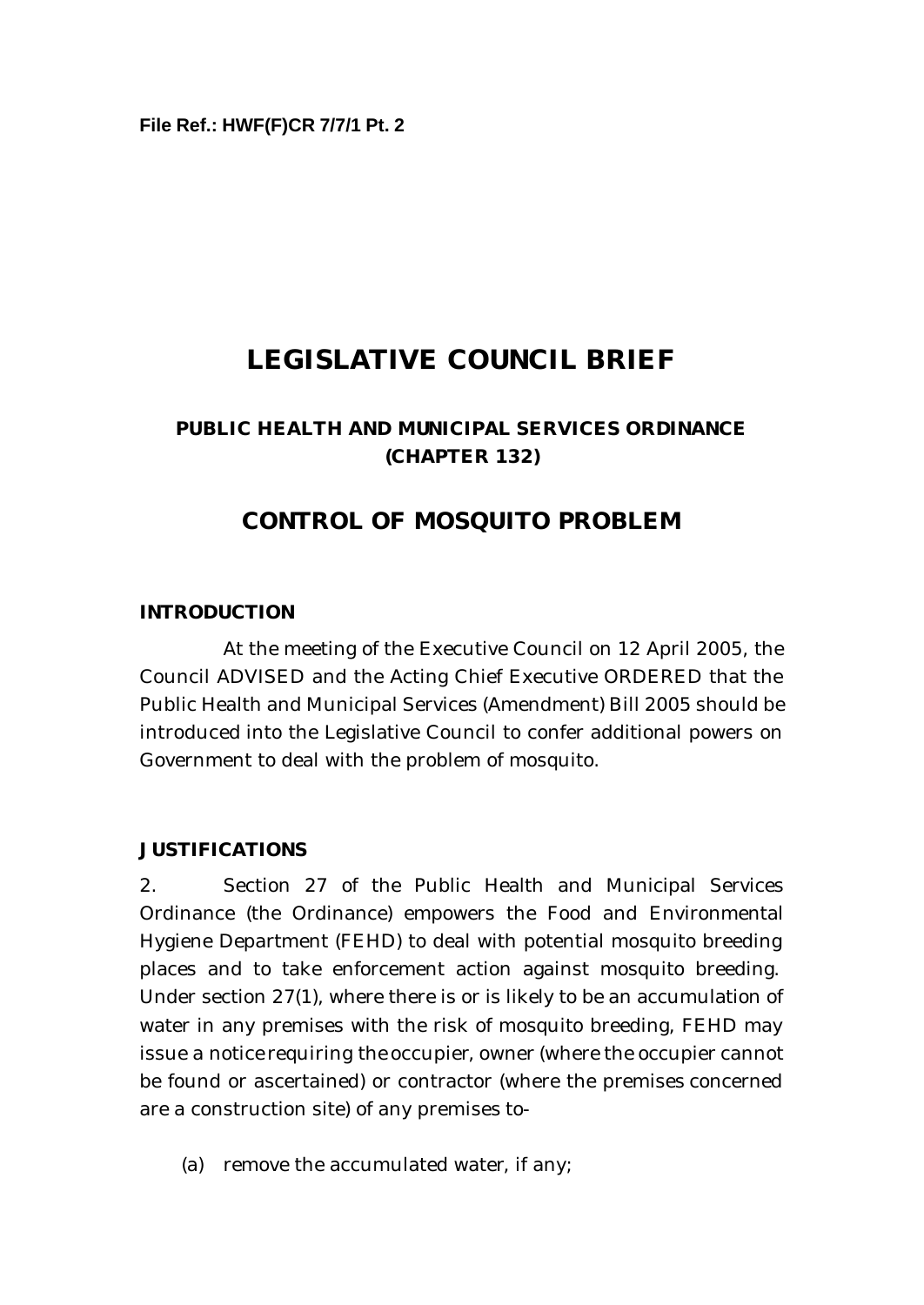**File Ref.: HWF(F)CR 7/7/1 Pt. 2**

# LEGISLATIVE COUNCIL BRIEF

### PUBLIC HEALTH AND MUNICIPAL SERVICES ORDINANCE (CHAPTER 132)

## CONTROL OF MOSQUITO PROBLEM

**INTRODUCTION**

At the meeting of the Executive Council on 12 April 2005, the Council ADVISED and the Acting Chief Executive ORDERED that the Public Health and Municipal Services (Amendment) Bill 2005 should be introduced into the Legislative Council to confer additional powers on Government to deal with the problem of mosquito.

**JUSTIFICATIONS**

2. Section 27 of the Public Health and Municipal Services Ordinance (the Ordinance) empowers the Food and Environmental Hygiene Department (FEHD) to deal with potential mosquito breeding places and to take enforcement action against mosquito breeding. Under section 27(1), where there is or is likely to be an accumulation of water in any premises with the risk of mosquito breeding, FEHD may issue a notice requiring the occupier, owner (where the occupier cannot be found or ascertained) or contractor (where the premises concerned are a construction site) of any premises to-

(a) remove the accumulated water, if any;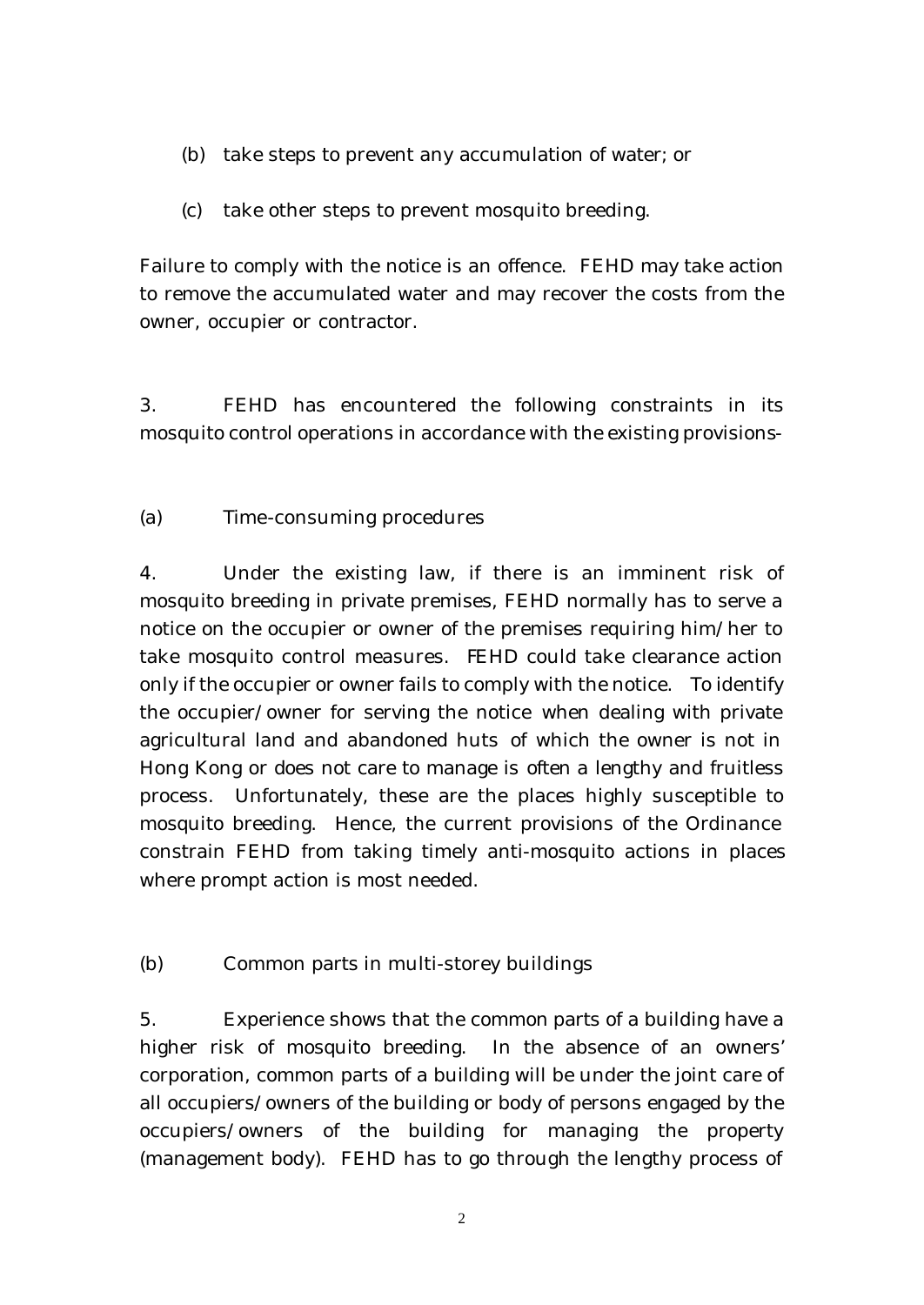(b) take steps to prevent any accumulation of water; or

(c) take other steps to prevent mosquito breeding.

Failure to comply with the notice is an offence. FEHD may take action to remove the accumulated water and may recover the costs from the owner, occupier or contractor.

3. FEHD has encountered the following constraints in its mosquito control operations in accordance with the existing provisions-

(a) Time-consuming procedures

4. Under the existing law, if there is an imminent risk of mosquito breeding in private premises, FEHD normally has to serve a notice on the occupier or owner of the premises requiring him/her to take mosquito control measures. FEHD could take clearance action only if the occupier or owner fails to comply with the notice. To identify the occupier/owner for serving the notice when dealing with private agricultural land and abandoned huts of which the owner is not in Hong Kong or does not care to manage is often a lengthy and fruitless process. Unfortunately, these are the places highly susceptible to mosquito breeding. Hence, the current provisions of the Ordinance constrain FEHD from taking timely anti-mosquito actions in places where prompt action is most needed.

(b) Common parts in multi-storey buildings

5. Experience shows that the common parts of a building have a higher risk of mosquito breeding. In the absence of an owners' corporation, common parts of a building will be under the joint care of all occupiers/owners of the building or body of persons engaged by the occupiers/owners of the building for managing the property (management body). FEHD has to go through the lengthy process of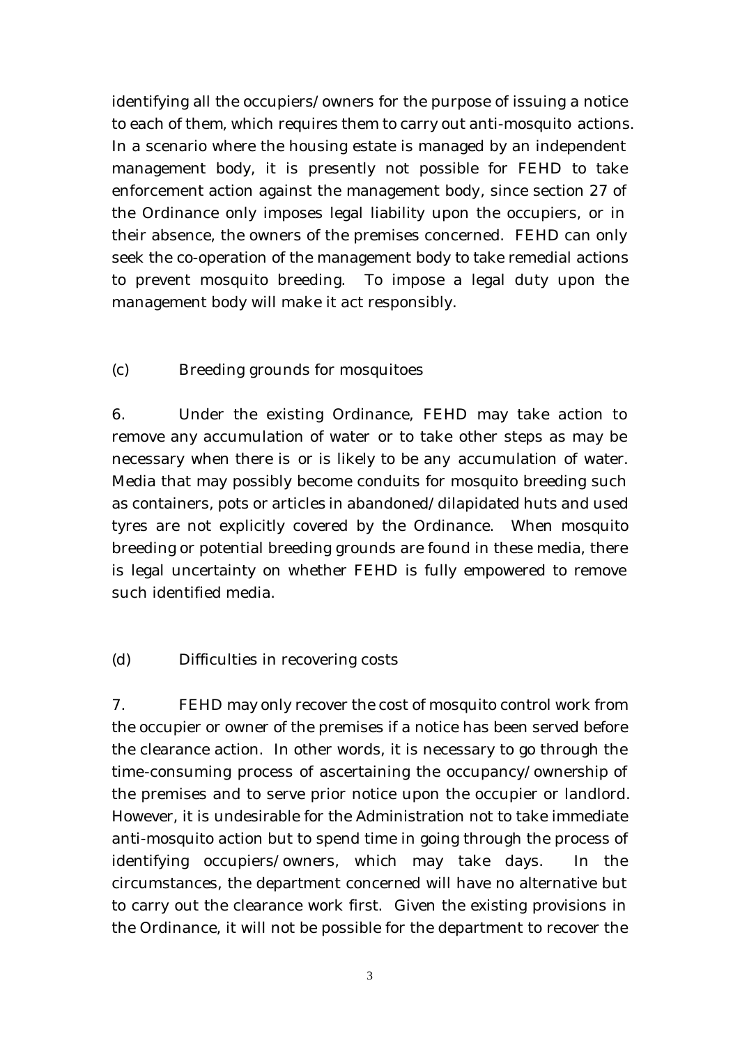identifying all the occupiers/owners for the purpose of issuing a notice to each of them, which requires them to carry out anti-mosquito actions. In a scenario where the housing estate is managed by an independent management body, it is presently not possible for FEHD to take enforcement action against the management body, since section 27 of the Ordinance only imposes legal liability upon the occupiers, or in their absence, the owners of the premises concerned. FEHD can only seek the co-operation of the management body to take remedial actions to prevent mosquito breeding. To impose a legal duty upon the management body will make it act responsibly.

(c) Breeding grounds for mosquitoes

6. Under the existing Ordinance, FEHD may take action to remove any accumulation of water or to take other steps as may be necessary when there is or is likely to be any accumulation of water. Media that may possibly become conduits for mosquito breeding such as containers, pots or articles in abandoned/dilapidated huts and used tyres are not explicitly covered by the Ordinance. When mosquito breeding or potential breeding grounds are found in these media, there is legal uncertainty on whether FEHD is fully empowered to remove such identified media.

(d) Difficulties in recovering costs

7. FEHD may only recover the cost of mosquito control work from the occupier or owner of the premises if a notice has been served before the clearance action. In other words, it is necessary to go through the time-consuming process of ascertaining the occupancy/ownership of the premises and to serve prior notice upon the occupier or landlord. However, it is undesirable for the Administration not to take immediate anti-mosquito action but to spend time in going through the process of identifying occupiers/owners, which may take days. In the circumstances, the department concerned will have no alternative but to carry out the clearance work first. Given the existing provisions in the Ordinance, it will not be possible for the department to recover the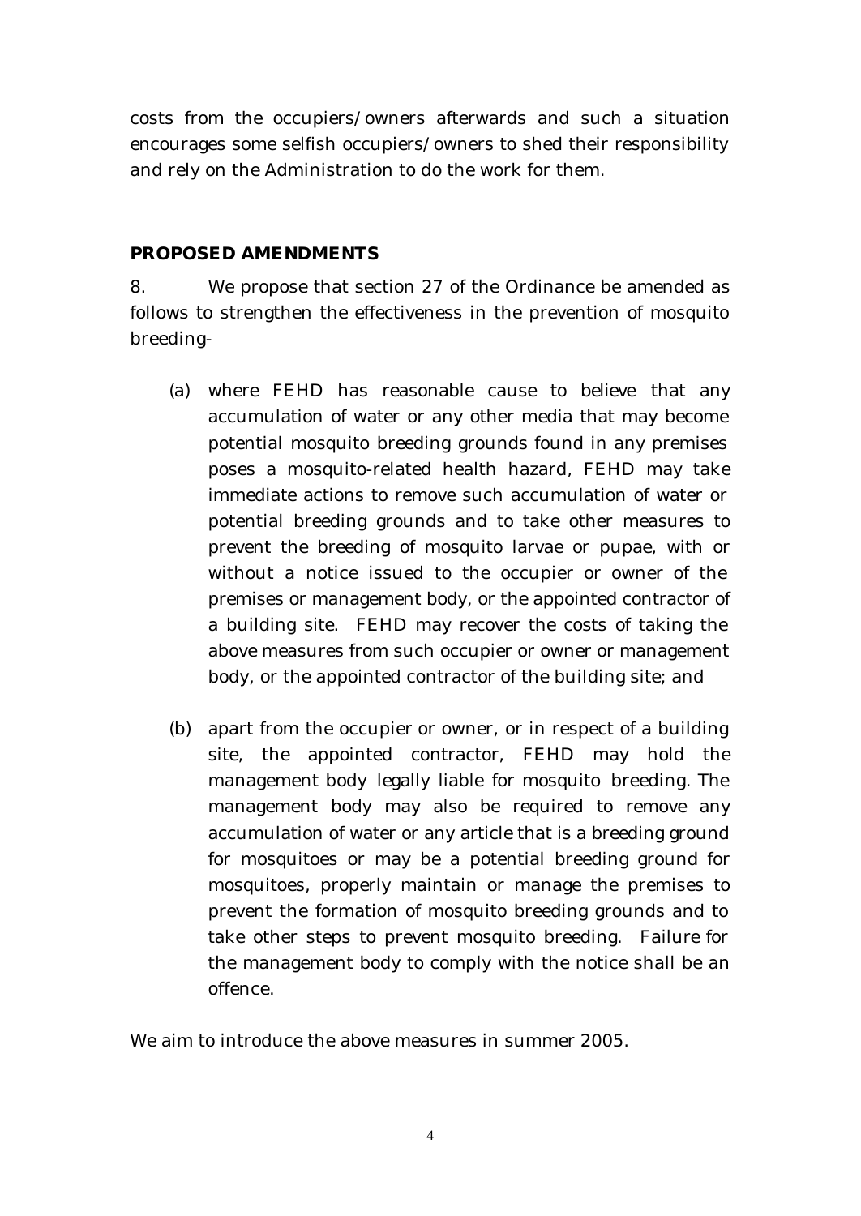costs from the occupiers/owners afterwards and such a situation encourages some selfish occupiers/owners to shed their responsibility and rely on the Administration to do the work for them.

**PROPOSED AMENDMENTS**

8. We propose that section 27 of the Ordinance be amended as follows to strengthen the effectiveness in the prevention of mosquito breeding-

(a) where FEHD has reasonable cause to believe that any accumulation of water or any other media that may become potential mosquito breeding grounds found in any premises poses a mosquito-related health hazard, FEHD may take immediate actions to remove such accumulation of water or potential breeding grounds and to take other measures to prevent the breeding of mosquito larvae or pupae, with or without a notice issued to the occupier or owner of the premises or management body, or the appointed contractor of a building site. FEHD may recover the costs of taking the above measures from such occupier or owner or management body, or the appointed contractor of the building site; and

(b) apart from the occupier or owner, or in respect of a building site, the appointed contractor, FEHD may hold the management body legally liable for mosquito breeding. The management body may also be required to remove any accumulation of water or any article that is a breeding ground for mosquitoes or may be a potential breeding ground for mosquitoes, properly maintain or manage the premises to prevent the formation of mosquito breeding grounds and to take other steps to prevent mosquito breeding. Failure for the management body to comply with the notice shall be an offence.

We aim to introduce the above measures in summer 2005.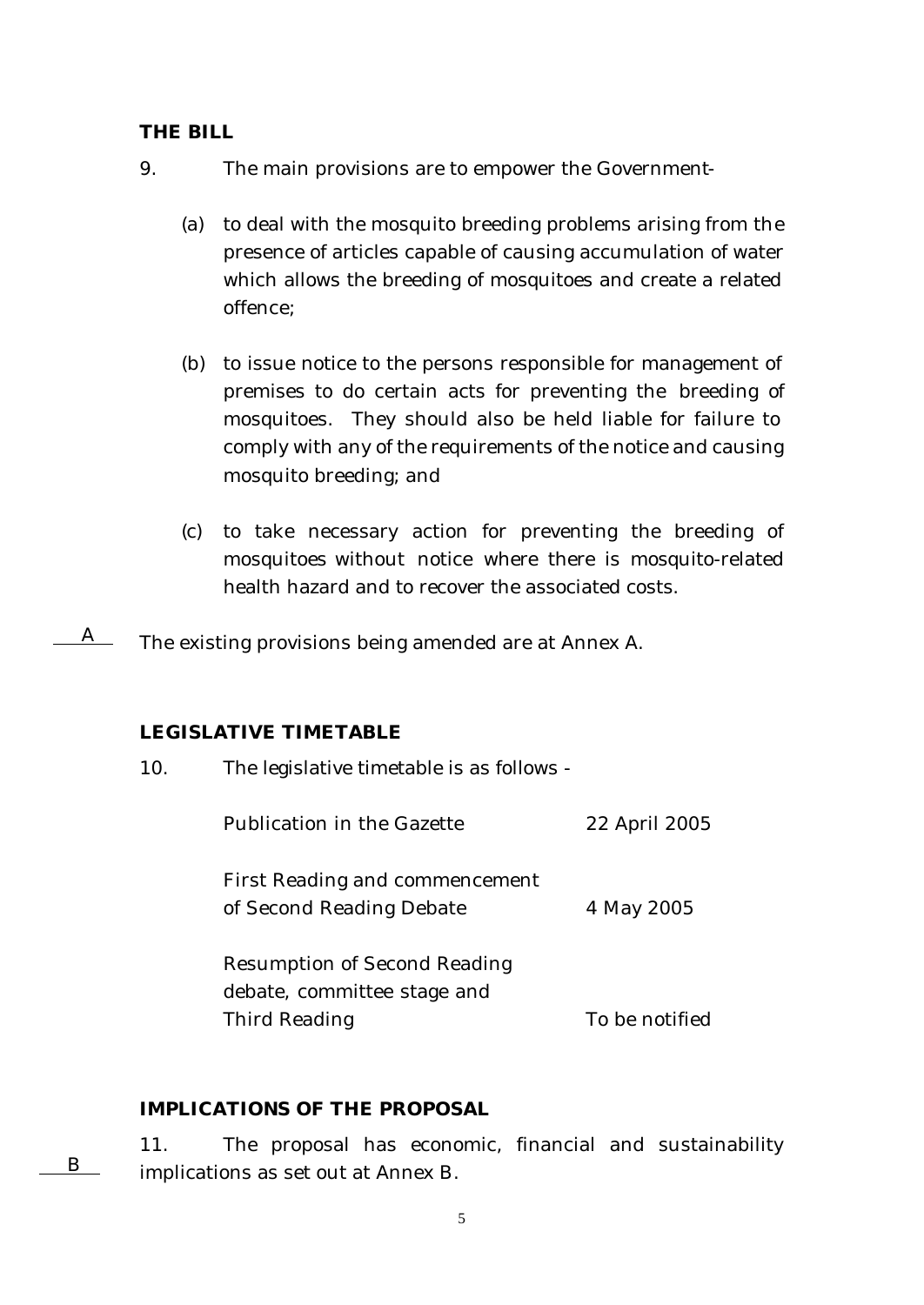**THE BILL**

9. The main provisions are to empower the Government-

(a) to deal with the mosquito breeding problems arising from the presence of articles capable of causing accumulation of water which allows the breeding of mosquitoes and create a related offence;

(b) to issue notice to the persons responsible for management of premises to do certain acts for preventing the breeding of mosquitoes. They should also be held liable for failure to comply with any of the requirements of the notice and causing mosquito breeding; and

(c) to take necessary action for preventing the breeding of mosquitoes without notice where there is mosquito-related health hazard and to recover the associated costs.

A

The existing provisions being amended are at Annex A.

**LEGISLATIVE TIMETABLE**

10. The legislative timetable is as follows -

| | |
|---|---|
| Publication in the Gazette | 22 April 2005 |
| First Reading and commencement of Second Reading Debate | 4 May 2005 |
| Resumption of Second Reading debate, committee stage and Third Reading | To be notified |

**IMPLICATIONS OF THE PROPOSAL**

B

11. The proposal has economic, financial and sustainability implications as set out at Annex B.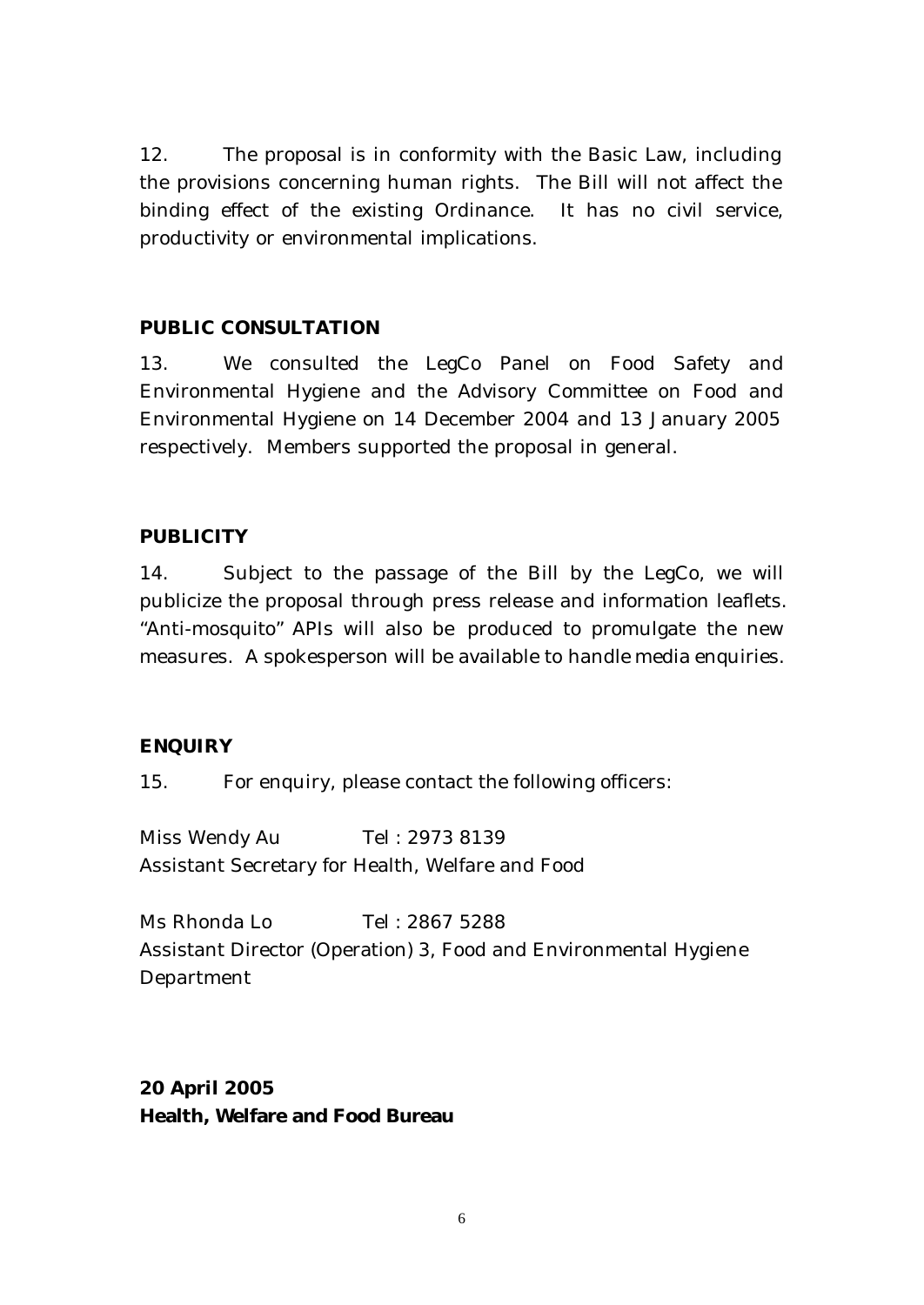12. The proposal is in conformity with the Basic Law, including the provisions concerning human rights. The Bill will not affect the binding effect of the existing Ordinance. It has no civil service, productivity or environmental implications.

**PUBLIC CONSULTATION**

13. We consulted the LegCo Panel on Food Safety and Environmental Hygiene and the Advisory Committee on Food and Environmental Hygiene on 14 December 2004 and 13 January 2005 respectively. Members supported the proposal in general.

**PUBLICITY**

14. Subject to the passage of the Bill by the LegCo, we will publicize the proposal through press release and information leaflets. "Anti-mosquito" APIs will also be produced to promulgate the new measures. A spokesperson will be available to handle media enquiries.

**ENQUIRY**

15. For enquiry, please contact the following officers:

Miss Wendy Au Tel : 2973 8139
Assistant Secretary for Health, Welfare and Food

Ms Rhonda Lo Tel : 2867 5288
Assistant Director (Operation) 3, Food and Environmental Hygiene Department

**20 April 2005**
**Health, Welfare and Food Bureau**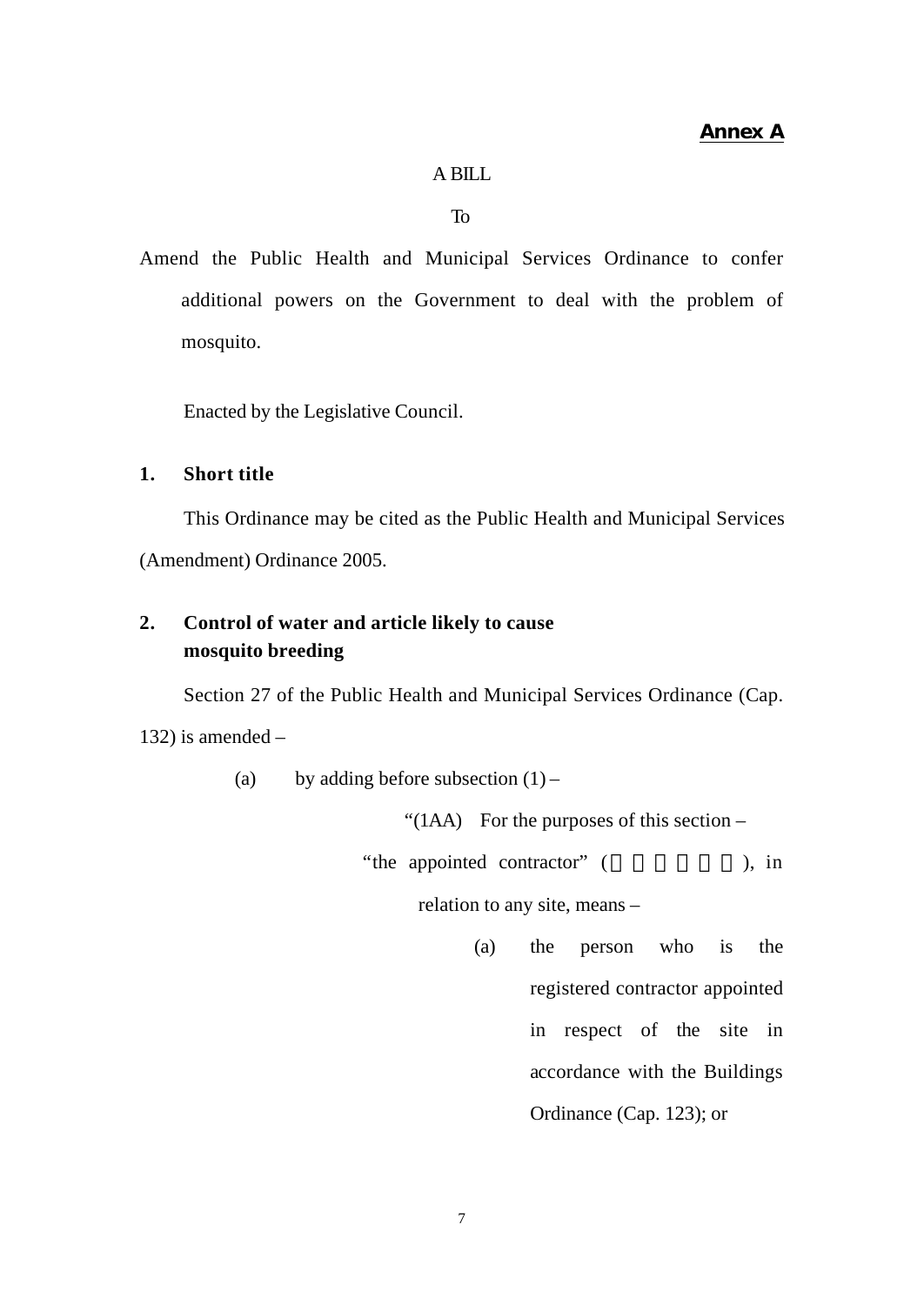**Annex A**

A BILL

To

Amend the Public Health and Municipal Services Ordinance to confer additional powers on the Government to deal with the problem of mosquito.

Enacted by the Legislative Council.

**1. Short title**

This Ordinance may be cited as the Public Health and Municipal Services (Amendment) Ordinance 2005.

**2. Control of water and article likely to cause mosquito breeding**

Section 27 of the Public Health and Municipal Services Ordinance (Cap. 132) is amended –

(a) by adding before subsection (1) –

"(1AA) For the purposes of this section –

"the appointed contractor" (                    ), in relation to any site, means –

(a) the person who is the registered contractor appointed in respect of the site in accordance with the Buildings Ordinance (Cap. 123); or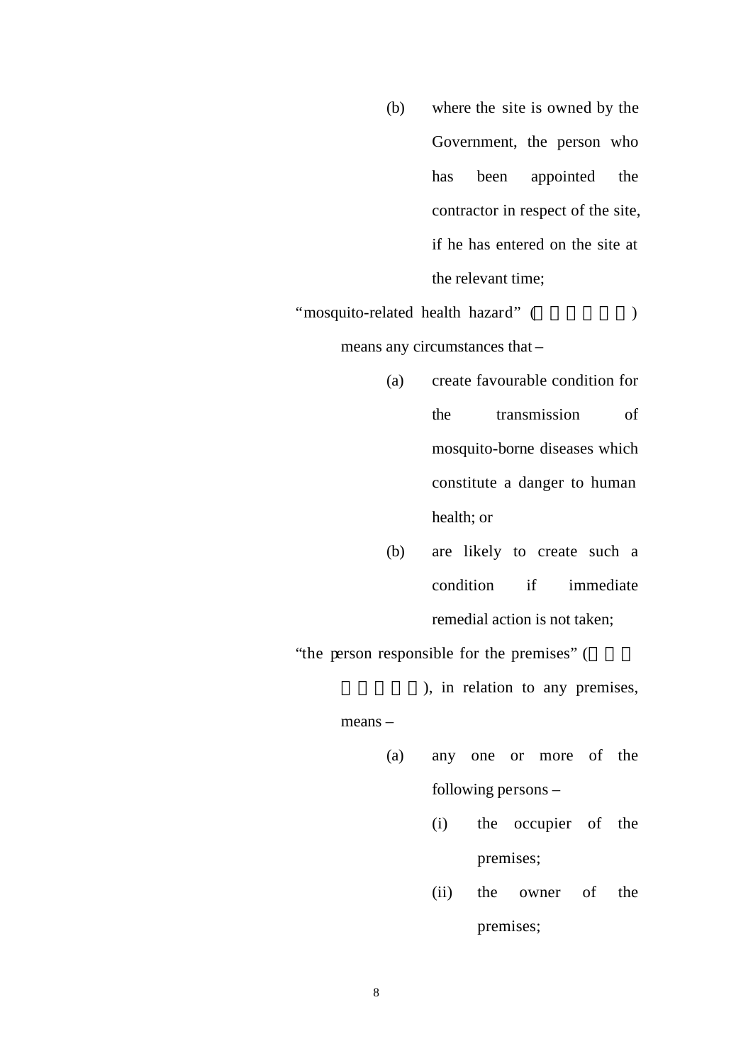(b) where the site is owned by the Government, the person who has been appointed the contractor in respect of the site, if he has entered on the site at the relevant time;

"mosquito-related health hazard" ( ) means any circumstances that –

(a) create favourable condition for the transmission of mosquito-borne diseases which constitute a danger to human health; or

(b) are likely to create such a condition if immediate remedial action is not taken;

"the person responsible for the premises" ( ), in relation to any premises, means –

(a) any one or more of the following persons –

(i) the occupier of the premises;

(ii) the owner of the premises;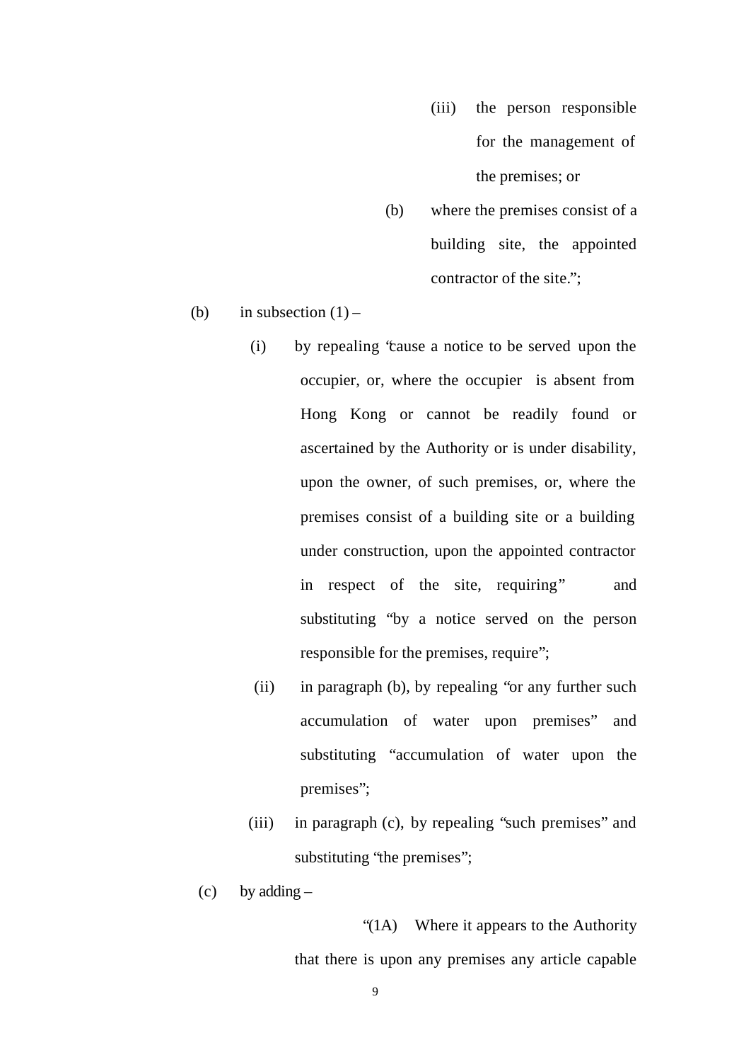(iii) the person responsible for the management of the premises; or

(b) where the premises consist of a building site, the appointed contractor of the site.";

(b) in subsection (1) –

(i) by repealing "cause a notice to be served upon the occupier, or, where the occupier is absent from Hong Kong or cannot be readily found or ascertained by the Authority or is under disability, upon the owner, of such premises, or, where the premises consist of a building site or a building under construction, upon the appointed contractor in respect of the site, requiring" and substituting "by a notice served on the person responsible for the premises, require";

(ii) in paragraph (b), by repealing "or any further such accumulation of water upon premises" and substituting "accumulation of water upon the premises";

(iii) in paragraph (c), by repealing "such premises" and substituting "the premises";

(c) by adding –

"(1A) Where it appears to the Authority that there is upon any premises any article capable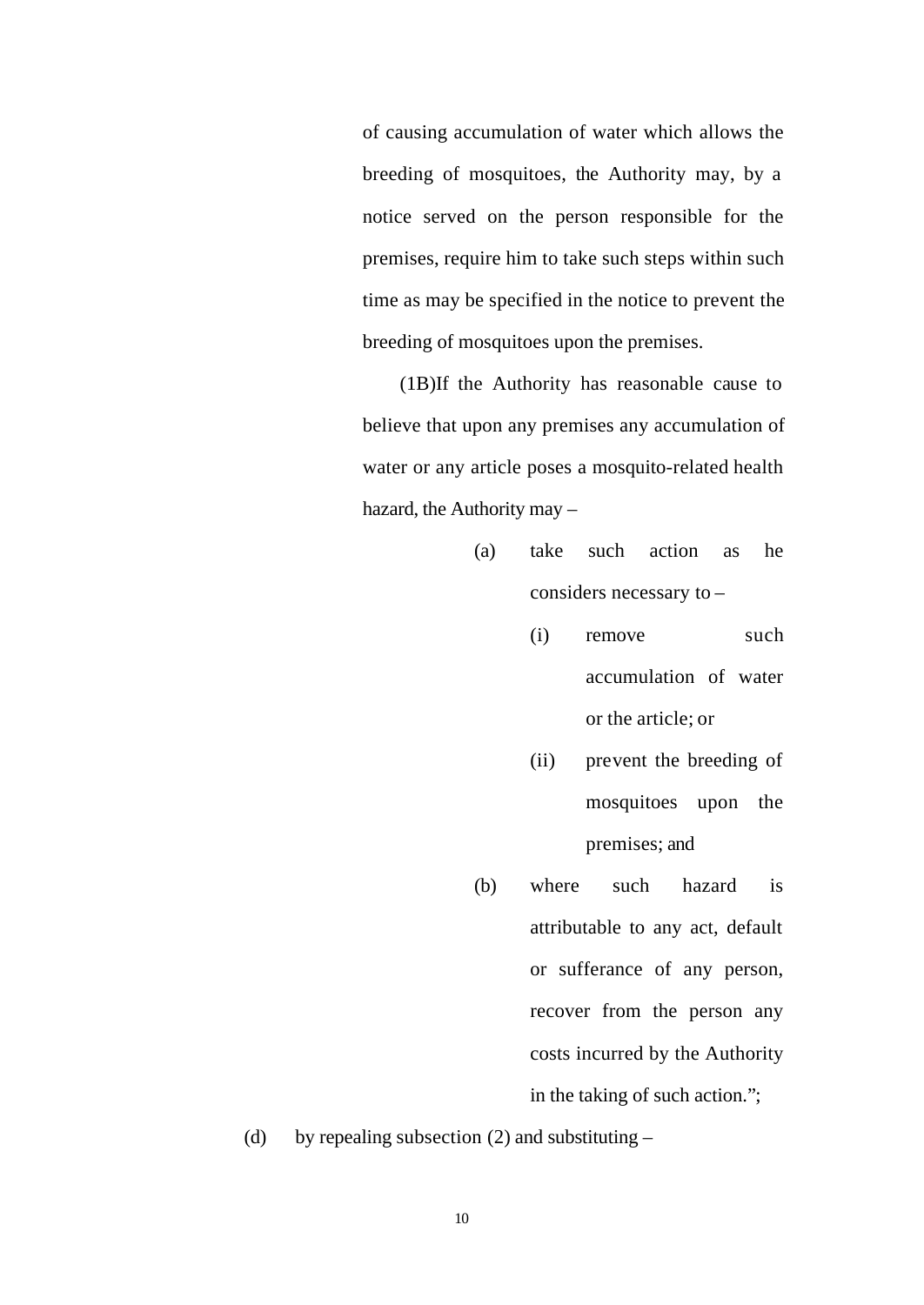of causing accumulation of water which allows the breeding of mosquitoes, the Authority may, by a notice served on the person responsible for the premises, require him to take such steps within such time as may be specified in the notice to prevent the breeding of mosquitoes upon the premises.

(1B)If the Authority has reasonable cause to believe that upon any premises any accumulation of water or any article poses a mosquito-related health hazard, the Authority may –

- (a) take such action as he considers necessary to –
  - (i) remove such accumulation of water or the article; or
  - (ii) prevent the breeding of mosquitoes upon the premises; and
- (b) where such hazard is attributable to any act, default or sufferance of any person, recover from the person any costs incurred by the Authority in the taking of such action.";

(d) by repealing subsection (2) and substituting –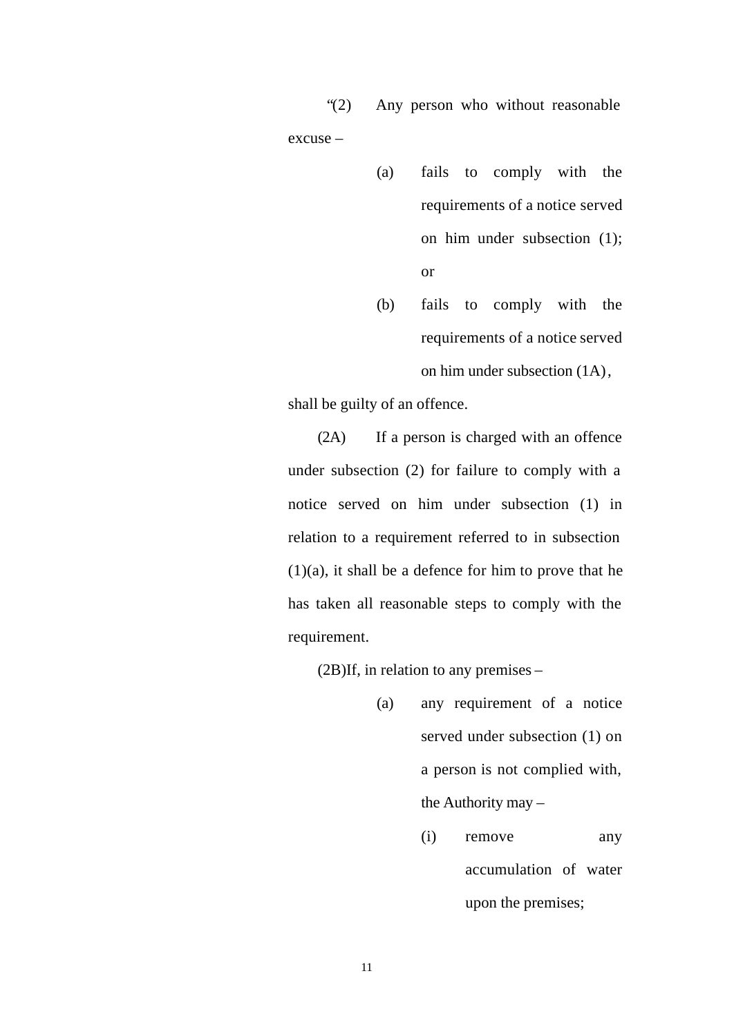"(2) Any person who without reasonable excuse –

> (a) fails to comply with the requirements of a notice served on him under subsection (1); or
>
> (b) fails to comply with the requirements of a notice served on him under subsection (1A),

shall be guilty of an offence.

(2A) If a person is charged with an offence under subsection (2) for failure to comply with a notice served on him under subsection (1) in relation to a requirement referred to in subsection (1)(a), it shall be a defence for him to prove that he has taken all reasonable steps to comply with the requirement.

(2B)If, in relation to any premises –

> (a) any requirement of a notice served under subsection (1) on a person is not complied with, the Authority may –
>
> > (i) remove any accumulation of water upon the premises;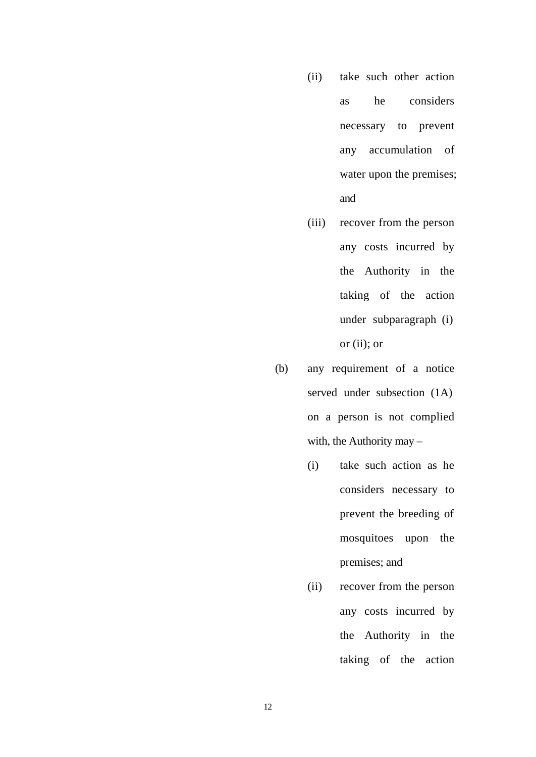(ii) take such other action as he considers necessary to prevent any accumulation of water upon the premises; and

(iii) recover from the person any costs incurred by the Authority in the taking of the action under subparagraph (i) or (ii); or

(b) any requirement of a notice served under subsection (1A) on a person is not complied with, the Authority may –

(i) take such action as he considers necessary to prevent the breeding of mosquitoes upon the premises; and

(ii) recover from the person any costs incurred by the Authority in the taking of the action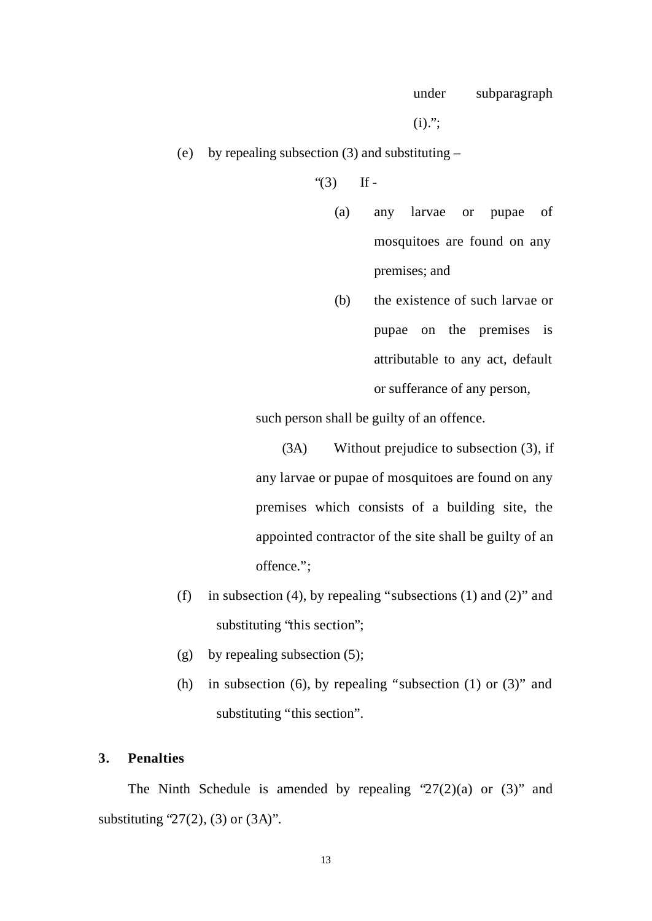under subparagraph (i).";

(e) by repealing subsection (3) and substituting –

"(3) If -

(a) any larvae or pupae of mosquitoes are found on any premises; and

(b) the existence of such larvae or pupae on the premises is attributable to any act, default or sufferance of any person,

such person shall be guilty of an offence.

(3A) Without prejudice to subsection (3), if any larvae or pupae of mosquitoes are found on any premises which consists of a building site, the appointed contractor of the site shall be guilty of an offence.";

(f) in subsection (4), by repealing "subsections (1) and (2)" and substituting "this section";

(g) by repealing subsection (5);

(h) in subsection (6), by repealing "subsection (1) or (3)" and substituting "this section".

**3. Penalties**

The Ninth Schedule is amended by repealing "27(2)(a) or (3)" and substituting "27(2), (3) or (3A)".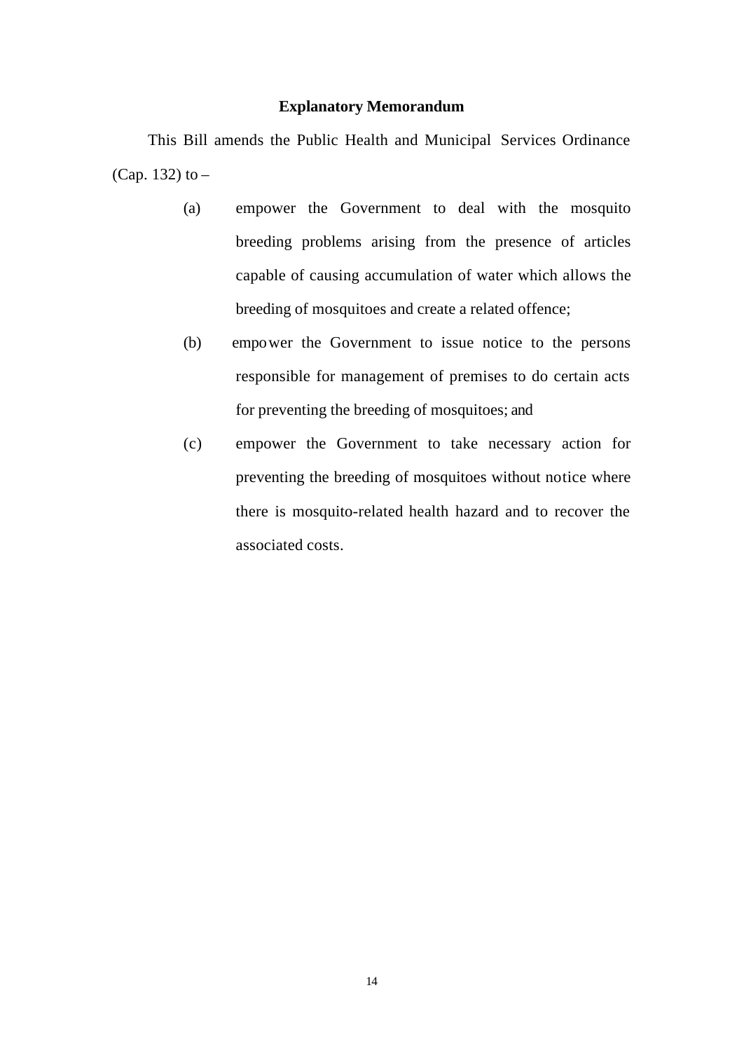## Explanatory Memorandum

This Bill amends the Public Health and Municipal Services Ordinance (Cap. 132) to –

(a) empower the Government to deal with the mosquito breeding problems arising from the presence of articles capable of causing accumulation of water which allows the breeding of mosquitoes and create a related offence;

(b) empower the Government to issue notice to the persons responsible for management of premises to do certain acts for preventing the breeding of mosquitoes; and

(c) empower the Government to take necessary action for preventing the breeding of mosquitoes without notice where there is mosquito-related health hazard and to recover the associated costs.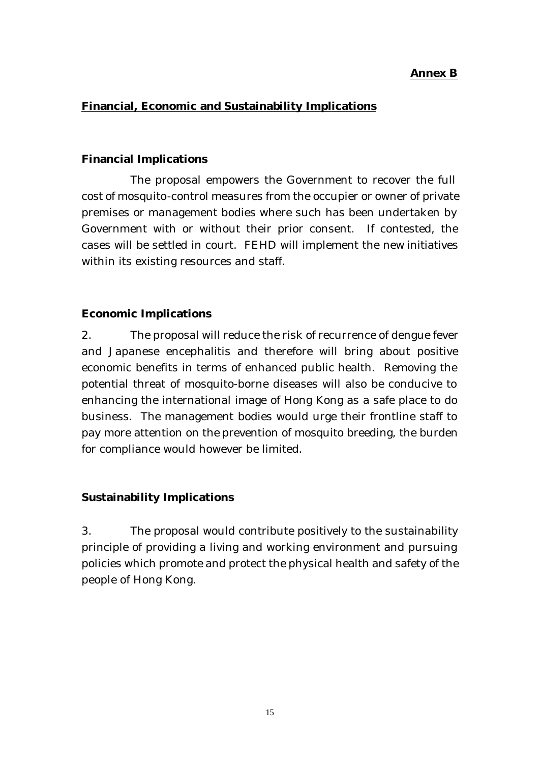**Annex B**

## Financial, Economic and Sustainability Implications

### Financial Implications

The proposal empowers the Government to recover the full cost of mosquito-control measures from the occupier or owner of private premises or management bodies where such has been undertaken by Government with or without their prior consent. If contested, the cases will be settled in court. FEHD will implement the new initiatives within its existing resources and staff.

### Economic Implications

2. The proposal will reduce the risk of recurrence of dengue fever and Japanese encephalitis and therefore will bring about positive economic benefits in terms of enhanced public health. Removing the potential threat of mosquito-borne diseases will also be conducive to enhancing the international image of Hong Kong as a safe place to do business. The management bodies would urge their frontline staff to pay more attention on the prevention of mosquito breeding, the burden for compliance would however be limited.

### Sustainability Implications

3. The proposal would contribute positively to the sustainability principle of providing a living and working environment and pursuing policies which promote and protect the physical health and safety of the people of Hong Kong.